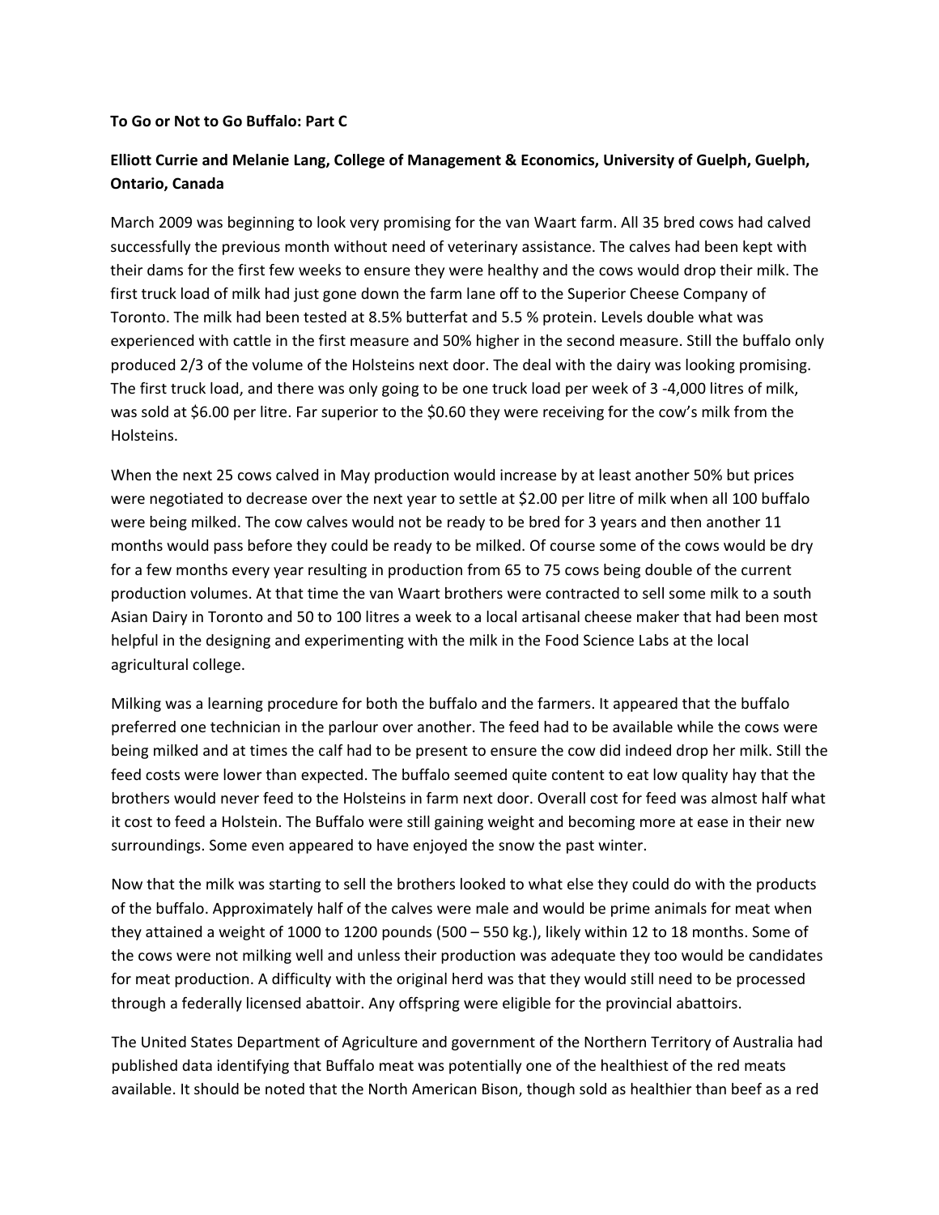**To Go or Not to Go Buffalo: Part C**

**Elliott Currie and Melanie Lang, College of Management & Economics, University of Guelph, Guelph, Ontario, Canada**

March 2009 was beginning to look very promising for the van Waart farm. All 35 bred cows had calved successfully the previous month without need of veterinary assistance. The calves had been kept with their dams for the first few weeks to ensure they were healthy and the cows would drop their milk. The first truck load of milk had just gone down the farm lane off to the Superior Cheese Company of Toronto. The milk had been tested at 8.5% butterfat and 5.5 % protein. Levels double what was experienced with cattle in the first measure and 50% higher in the second measure. Still the buffalo only produced 2/3 of the volume of the Holsteins next door. The deal with the dairy was looking promising. The first truck load, and there was only going to be one truck load per week of 3 -4,000 litres of milk, was sold at $6.00 per litre. Far superior to the $0.60 they were receiving for the cow's milk from the Holsteins.

When the next 25 cows calved in May production would increase by at least another 50% but prices were negotiated to decrease over the next year to settle at $2.00 per litre of milk when all 100 buffalo were being milked. The cow calves would not be ready to be bred for 3 years and then another 11 months would pass before they could be ready to be milked. Of course some of the cows would be dry for a few months every year resulting in production from 65 to 75 cows being double of the current production volumes. At that time the van Waart brothers were contracted to sell some milk to a south Asian Dairy in Toronto and 50 to 100 litres a week to a local artisanal cheese maker that had been most helpful in the designing and experimenting with the milk in the Food Science Labs at the local agricultural college.

Milking was a learning procedure for both the buffalo and the farmers. It appeared that the buffalo preferred one technician in the parlour over another. The feed had to be available while the cows were being milked and at times the calf had to be present to ensure the cow did indeed drop her milk. Still the feed costs were lower than expected. The buffalo seemed quite content to eat low quality hay that the brothers would never feed to the Holsteins in farm next door. Overall cost for feed was almost half what it cost to feed a Holstein. The Buffalo were still gaining weight and becoming more at ease in their new surroundings. Some even appeared to have enjoyed the snow the past winter.

Now that the milk was starting to sell the brothers looked to what else they could do with the products of the buffalo. Approximately half of the calves were male and would be prime animals for meat when they attained a weight of 1000 to 1200 pounds (500 – 550 kg.), likely within 12 to 18 months. Some of the cows were not milking well and unless their production was adequate they too would be candidates for meat production. A difficulty with the original herd was that they would still need to be processed through a federally licensed abattoir. Any offspring were eligible for the provincial abattoirs.

The United States Department of Agriculture and government of the Northern Territory of Australia had published data identifying that Buffalo meat was potentially one of the healthiest of the red meats available. It should be noted that the North American Bison, though sold as healthier than beef as a red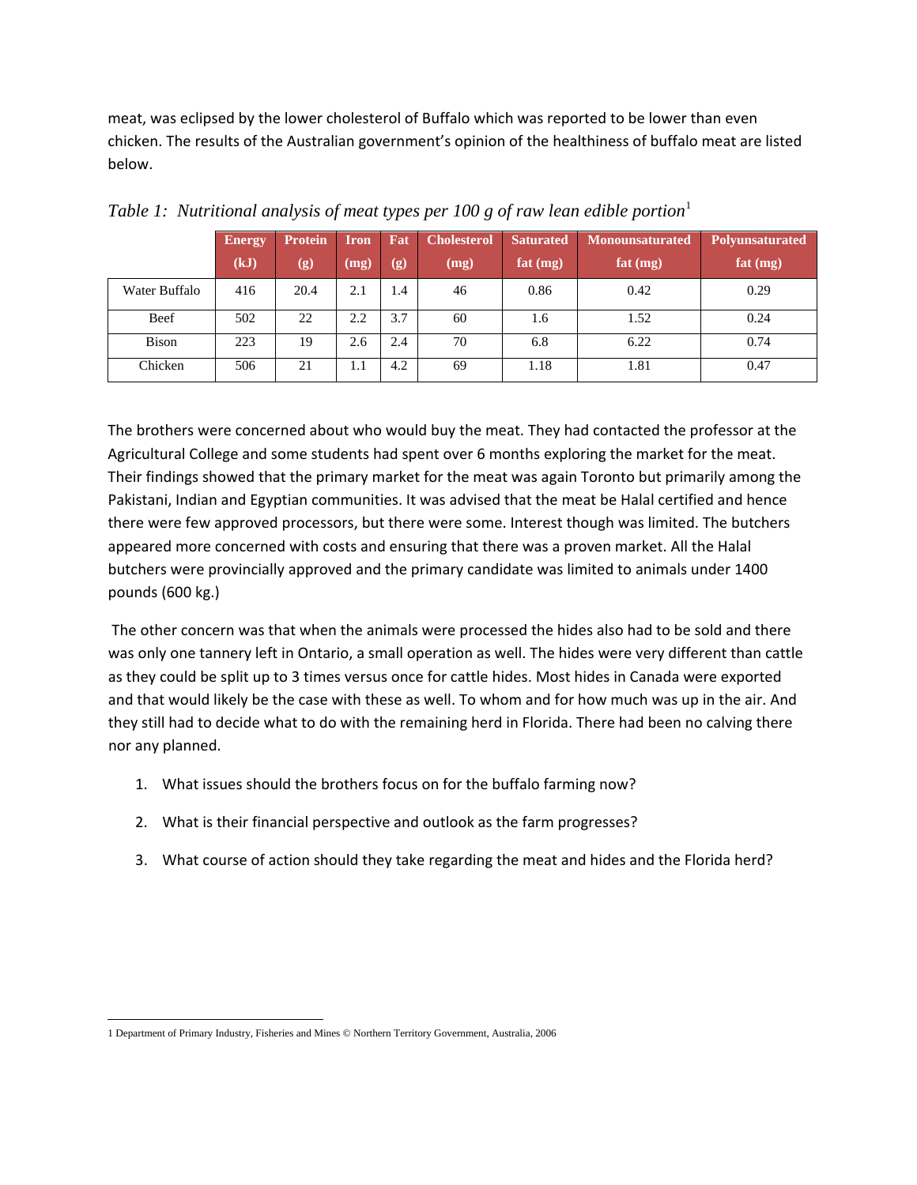meat, was eclipsed by the lower cholesterol of Buffalo which was reported to be lower than even chicken. The results of the Australian government's opinion of the healthiness of buffalo meat are listed below.

*Table 1: Nutritional analysis of meat types per 100 g of raw lean edible portion*[1]

| | Energy (kJ) | Protein (g) | Iron (mg) | Fat (g) | Cholesterol (mg) | Saturated fat (mg) | Monounsaturated fat (mg) | Polyunsaturated fat (mg) |
|---|---|---|---|---|---|---|---|---|
| Water Buffalo | 416 | 20.4 | 2.1 | 1.4 | 46 | 0.86 | 0.42 | 0.29 |
| Beef | 502 | 22 | 2.2 | 3.7 | 60 | 1.6 | 1.52 | 0.24 |
| Bison | 223 | 19 | 2.6 | 2.4 | 70 | 6.8 | 6.22 | 0.74 |
| Chicken | 506 | 21 | 1.1 | 4.2 | 69 | 1.18 | 1.81 | 0.47 |

The brothers were concerned about who would buy the meat. They had contacted the professor at the Agricultural College and some students had spent over 6 months exploring the market for the meat. Their findings showed that the primary market for the meat was again Toronto but primarily among the Pakistani, Indian and Egyptian communities. It was advised that the meat be Halal certified and hence there were few approved processors, but there were some. Interest though was limited. The butchers appeared more concerned with costs and ensuring that there was a proven market. All the Halal butchers were provincially approved and the primary candidate was limited to animals under 1400 pounds (600 kg.)

The other concern was that when the animals were processed the hides also had to be sold and there was only one tannery left in Ontario, a small operation as well. The hides were very different than cattle as they could be split up to 3 times versus once for cattle hides. Most hides in Canada were exported and that would likely be the case with these as well. To whom and for how much was up in the air. And they still had to decide what to do with the remaining herd in Florida. There had been no calving there nor any planned.

1. What issues should the brothers focus on for the buffalo farming now?
2. What is their financial perspective and outlook as the farm progresses?
3. What course of action should they take regarding the meat and hides and the Florida herd?

1 Department of Primary Industry, Fisheries and Mines © Northern Territory Government, Australia, 2006